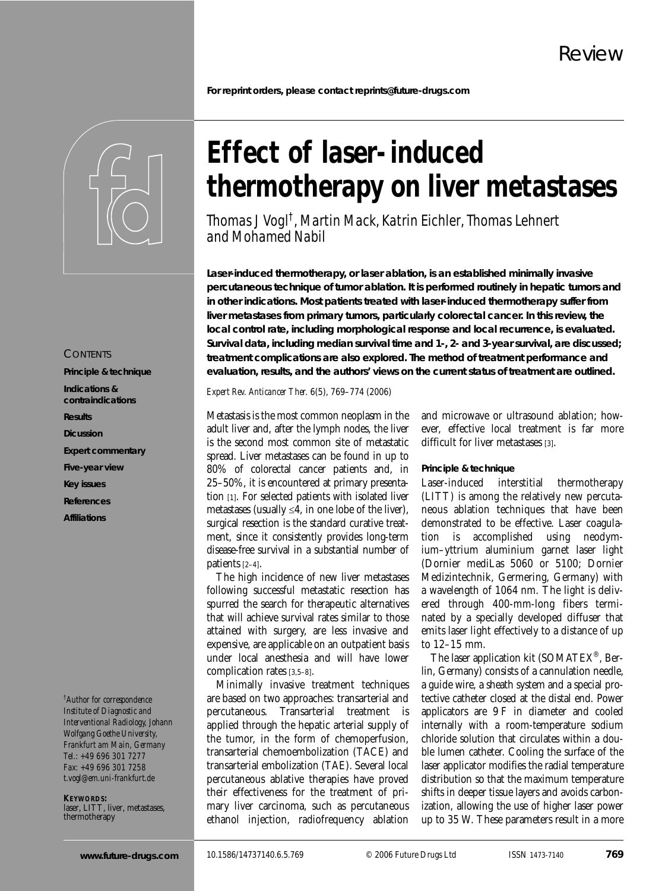Review

For reprint orders, please contact reprints@future-drugs.com

# Effect of laser-induced thermotherapy on liver metastases

*Thomas J Vogl*[†]*, Martin Mack, Katrin Eichler, Thomas Lehnert and Mohamed Nabil*

**Laser-induced thermotherapy, or laser ablation, is an established minimally invasive percutaneous technique of tumor ablation. It is performed routinely in hepatic tumors and in other indications. Most patients treated with laser-induced thermotherapy suffer from liver metastases from primary tumors, particularly colorectal cancer. In this review, the local control rate, including morphological response and local recurrence, is evaluated. Survival data, including median survival time and 1-, 2- and 3-year survival, are discussed; treatment complications are also explored. The method of treatment performance and evaluation, results, and the authors' views on the current status of treatment are outlined.**

*Expert Rev. Anticancer Ther.* 6(5), 769–774 (2006)

CONTENTS

**Principle & technique**

**Indications & contraindications**

**Results**

**Dicussion**

**Expert commentary**

**Five-year view**

**Key issues**

**References**

**Affiliations**

[†]*Author for correspondence*
*Institute of Diagnostic and Interventional Radiology, Johann Wolfgang Goethe University, Frankfurt am Main, Germany*
*Tel.: +49 696 301 7277*
*Fax: +49 696 301 7258*
*t.vogl@em.uni-frankfurt.de*

**KEYWORDS:**
laser, LITT, liver, metastases, thermotherapy

Metastasis is the most common neoplasm in the adult liver and, after the lymph nodes, the liver is the second most common site of metastatic spread. Liver metastases can be found in up to 80% of colorectal cancer patients and, in 25–50%, it is encountered at primary presentation [1]. For selected patients with isolated liver metastases (usually ≤4, in one lobe of the liver), surgical resection is the standard curative treatment, since it consistently provides long-term disease-free survival in a substantial number of patients [2–4].

The high incidence of new liver metastases following successful metastatic resection has spurred the search for therapeutic alternatives that will achieve survival rates similar to those attained with surgery, are less invasive and expensive, are applicable on an outpatient basis under local anesthesia and will have lower complication rates [3,5–8].

Minimally invasive treatment techniques are based on two approaches: transarterial and percutaneous. Transarterial treatment is applied through the hepatic arterial supply of the tumor, in the form of chemoperfusion, transarterial chemoembolization (TACE) and transarterial embolization (TAE). Several local percutaneous ablative therapies have proved their effectiveness for the treatment of primary liver carcinoma, such as percutaneous ethanol injection, radiofrequency ablation and microwave or ultrasound ablation; however, effective local treatment is far more difficult for liver metastases [3].

### Principle & technique

Laser-induced interstitial thermotherapy (LITT) is among the relatively new percutaneous ablation techniques that have been demonstrated to be effective. Laser coagulation is accomplished using neodymium–yttrium aluminium garnet laser light (Dornier mediLas 5060 or 5100; Dornier Medizintechnik, Germering, Germany) with a wavelength of 1064 nm. The light is delivered through 400-mm-long fibers terminated by a specially developed diffuser that emits laser light effectively to a distance of up to 12–15 mm.

The laser application kit (SOMATEX®, Berlin, Germany) consists of a cannulation needle, a guide wire, a sheath system and a special protective catheter closed at the distal end. Power applicators are 9 F in diameter and cooled internally with a room-temperature sodium chloride solution that circulates within a double lumen catheter. Cooling the surface of the laser applicator modifies the radial temperature distribution so that the maximum temperature shifts in deeper tissue layers and avoids carbonization, allowing the use of higher laser power up to 35 W. These parameters result in a more

www.future-drugs.com 10.1586/14737140.6.5.769 © 2006 Future Drugs Ltd ISSN 1473-7140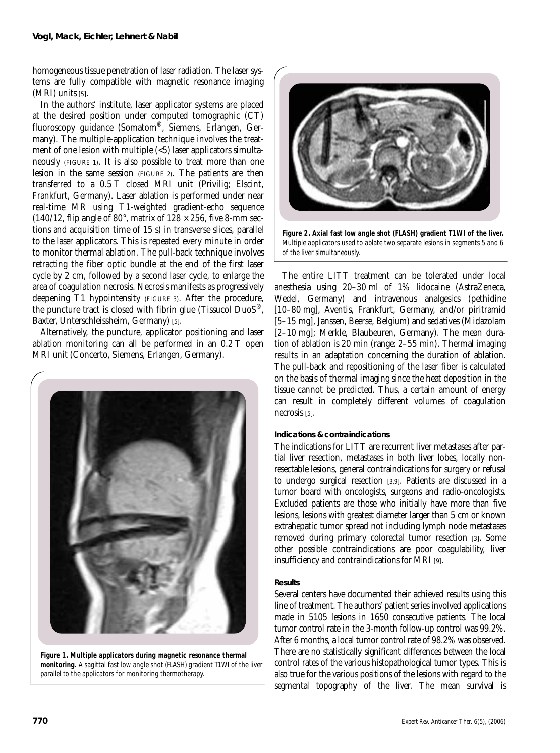homogeneous tissue penetration of laser radiation. The laser systems are fully compatible with magnetic resonance imaging (MRI) units [5].

In the authors' institute, laser applicator systems are placed at the desired position under computed tomographic (CT) fluoroscopy guidance (Somatom®, Siemens, Erlangen, Germany). The multiple-application technique involves the treatment of one lesion with multiple (<5) laser applicators simultaneously (FIGURE 1). It is also possible to treat more than one lesion in the same session (FIGURE 2). The patients are then transferred to a 0.5 T closed MRI unit (Privilig; Elscint, Frankfurt, Germany). Laser ablation is performed under near real-time MR using T1-weighted gradient-echo sequence (140/12, flip angle of 80°, matrix of 128 × 256, five 8-mm sections and acquisition time of 15 s) in transverse slices, parallel to the laser applicators. This is repeated every minute in order to monitor thermal ablation. The pull-back technique involves retracting the fiber optic bundle at the end of the first laser cycle by 2 cm, followed by a second laser cycle, to enlarge the area of coagulation necrosis. Necrosis manifests as progressively deepening T1 hypointensity (FIGURE 3). After the procedure, the puncture tract is closed with fibrin glue (Tissucol DuoS®, Baxter, Unterschleissheim, Germany) [5].

Alternatively, the puncture, applicator positioning and laser ablation monitoring can all be performed in an 0.2 T open MRI unit (Concerto, Siemens, Erlangen, Germany).

**Figure 1. Multiple applicators during magnetic resonance thermal monitoring.** A sagittal fast low angle shot (FLASH) gradient T1WI of the liver parallel to the applicators for monitoring thermotherapy.

**Figure 2. Axial fast low angle shot (FLASH) gradient T1WI of the liver.** Multiple applicators used to ablate two separate lesions in segments 5 and 6 of the liver simultaneously.

The entire LITT treatment can be tolerated under local anesthesia using 20–30 ml of 1% lidocaine (AstraZeneca, Wedel, Germany) and intravenous analgesics (pethidine [10–80 mg], Aventis, Frankfurt, Germany, and/or piritramid [5–15 mg], Janssen, Beerse, Belgium) and sedatives (Midazolam [2–10 mg]; Merkle, Blaubeuren, Germany). The mean duration of ablation is 20 min (range: 2–55 min). Thermal imaging results in an adaptation concerning the duration of ablation. The pull-back and repositioning of the laser fiber is calculated on the basis of thermal imaging since the heat deposition in the tissue cannot be predicted. Thus, a certain amount of energy can result in completely different volumes of coagulation necrosis [5].

### Indications & contraindications

The indications for LITT are recurrent liver metastases after partial liver resection, metastases in both liver lobes, locally nonresectable lesions, general contraindications for surgery or refusal to undergo surgical resection [3,9]. Patients are discussed in a tumor board with oncologists, surgeons and radio-oncologists. Excluded patients are those who initially have more than five lesions, lesions with greatest diameter larger than 5 cm or known extrahepatic tumor spread not including lymph node metastases removed during primary colorectal tumor resection [3]. Some other possible contraindications are poor coagulability, liver insufficiency and contraindications for MRI [9].

### Results

Several centers have documented their achieved results using this line of treatment. The authors' patient series involved applications made in 5105 lesions in 1650 consecutive patients. The local tumor control rate in the 3-month follow-up control was 99.2%. After 6 months, a local tumor control rate of 98.2% was observed. There are no statistically significant differences between the local control rates of the various histopathological tumor types. This is also true for the various positions of the lesions with regard to the segmental topography of the liver. The mean survival is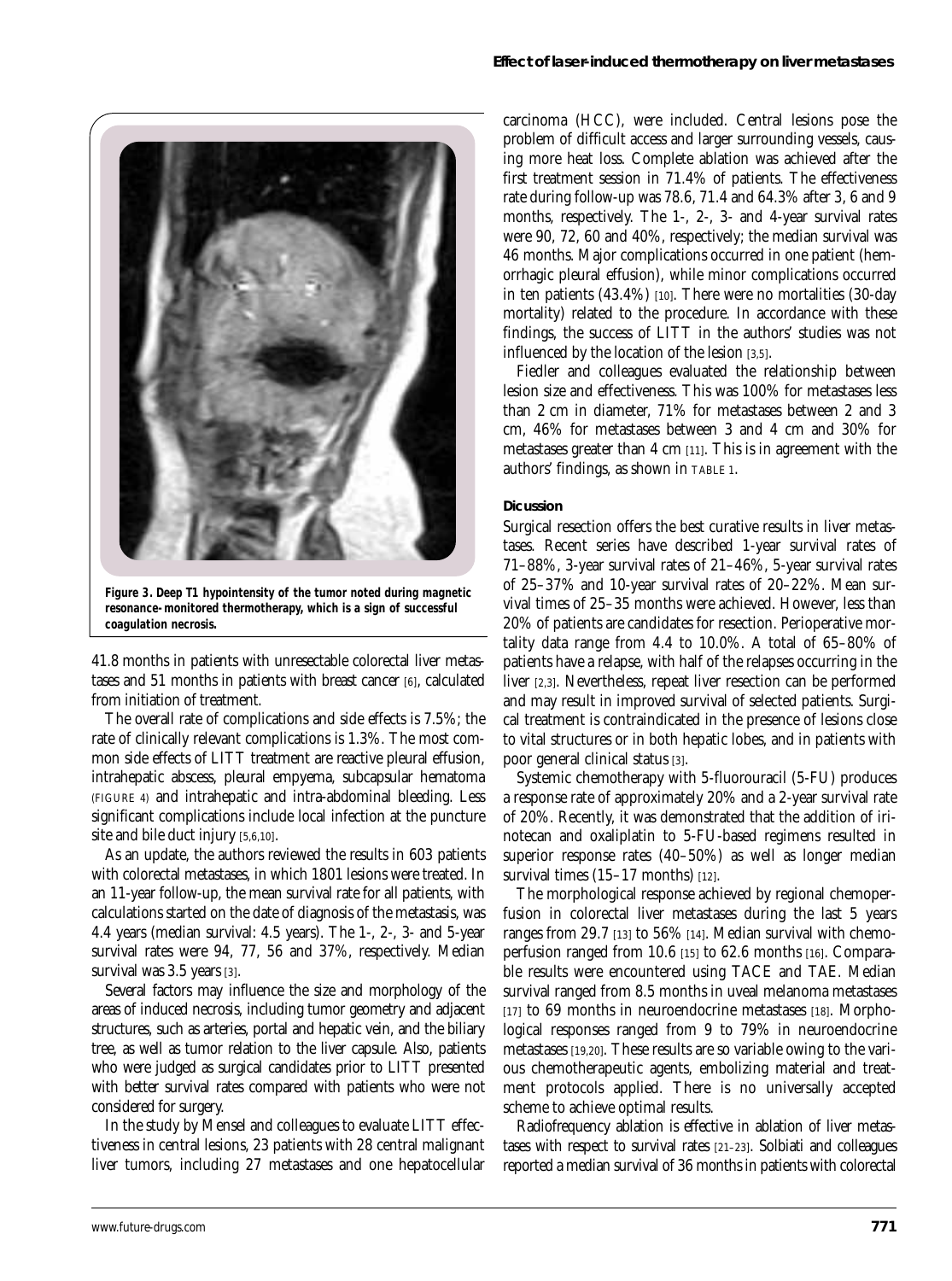Figure 3. Deep T1 hypointensity of the tumor noted during magnetic resonance-monitored thermotherapy, which is a sign of successful coagulation necrosis.

41.8 months in patients with unresectable colorectal liver metastases and 51 months in patients with breast cancer [6], calculated from initiation of treatment.

The overall rate of complications and side effects is 7.5%; the rate of clinically relevant complications is 1.3%. The most common side effects of LITT treatment are reactive pleural effusion, intrahepatic abscess, pleural empyema, subcapsular hematoma (FIGURE 4) and intrahepatic and intra-abdominal bleeding. Less significant complications include local infection at the puncture site and bile duct injury [5,6,10].

As an update, the authors reviewed the results in 603 patients with colorectal metastases, in which 1801 lesions were treated. In an 11-year follow-up, the mean survival rate for all patients, with calculations started on the date of diagnosis of the metastasis, was 4.4 years (median survival: 4.5 years). The 1-, 2-, 3- and 5-year survival rates were 94, 77, 56 and 37%, respectively. Median survival was 3.5 years [3].

Several factors may influence the size and morphology of the areas of induced necrosis, including tumor geometry and adjacent structures, such as arteries, portal and hepatic vein, and the biliary tree, as well as tumor relation to the liver capsule. Also, patients who were judged as surgical candidates prior to LITT presented with better survival rates compared with patients who were not considered for surgery.

In the study by Mensel and colleagues to evaluate LITT effectiveness in central lesions, 23 patients with 28 central malignant liver tumors, including 27 metastases and one hepatocellular carcinoma (HCC), were included. Central lesions pose the problem of difficult access and larger surrounding vessels, causing more heat loss. Complete ablation was achieved after the first treatment session in 71.4% of patients. The effectiveness rate during follow-up was 78.6, 71.4 and 64.3% after 3, 6 and 9 months, respectively. The 1-, 2-, 3- and 4-year survival rates were 90, 72, 60 and 40%, respectively; the median survival was 46 months. Major complications occurred in one patient (hemorrhagic pleural effusion), while minor complications occurred in ten patients (43.4%) [10]. There were no mortalities (30-day mortality) related to the procedure. In accordance with these findings, the success of LITT in the authors' studies was not influenced by the location of the lesion [3,5].

Fiedler and colleagues evaluated the relationship between lesion size and effectiveness. This was 100% for metastases less than 2 cm in diameter, 71% for metastases between 2 and 3 cm, 46% for metastases between 3 and 4 cm and 30% for metastases greater than 4 cm [11]. This is in agreement with the authors' findings, as shown in TABLE 1.

## Dicussion

Surgical resection offers the best curative results in liver metastases. Recent series have described 1-year survival rates of 71–88%, 3-year survival rates of 21–46%, 5-year survival rates of 25–37% and 10-year survival rates of 20–22%. Mean survival times of 25–35 months were achieved. However, less than 20% of patients are candidates for resection. Perioperative mortality data range from 4.4 to 10.0%. A total of 65–80% of patients have a relapse, with half of the relapses occurring in the liver [2,3]. Nevertheless, repeat liver resection can be performed and may result in improved survival of selected patients. Surgical treatment is contraindicated in the presence of lesions close to vital structures or in both hepatic lobes, and in patients with poor general clinical status [3].

Systemic chemotherapy with 5-fluorouracil (5-FU) produces a response rate of approximately 20% and a 2-year survival rate of 20%. Recently, it was demonstrated that the addition of irinotecan and oxaliplatin to 5-FU-based regimens resulted in superior response rates (40–50%) as well as longer median survival times (15–17 months) [12].

The morphological response achieved by regional chemoperfusion in colorectal liver metastases during the last 5 years ranges from 29.7 [13] to 56% [14]. Median survival with chemoperfusion ranged from 10.6 [15] to 62.6 months [16]. Comparable results were encountered using TACE and TAE. Median survival ranged from 8.5 months in uveal melanoma metastases [17] to 69 months in neuroendocrine metastases [18]. Morphological responses ranged from 9 to 79% in neuroendocrine metastases [19,20]. These results are so variable owing to the various chemotherapeutic agents, embolizing material and treatment protocols applied. There is no universally accepted scheme to achieve optimal results.

Radiofrequency ablation is effective in ablation of liver metastases with respect to survival rates [21–23]. Solbiati and colleagues reported a median survival of 36 months in patients with colorectal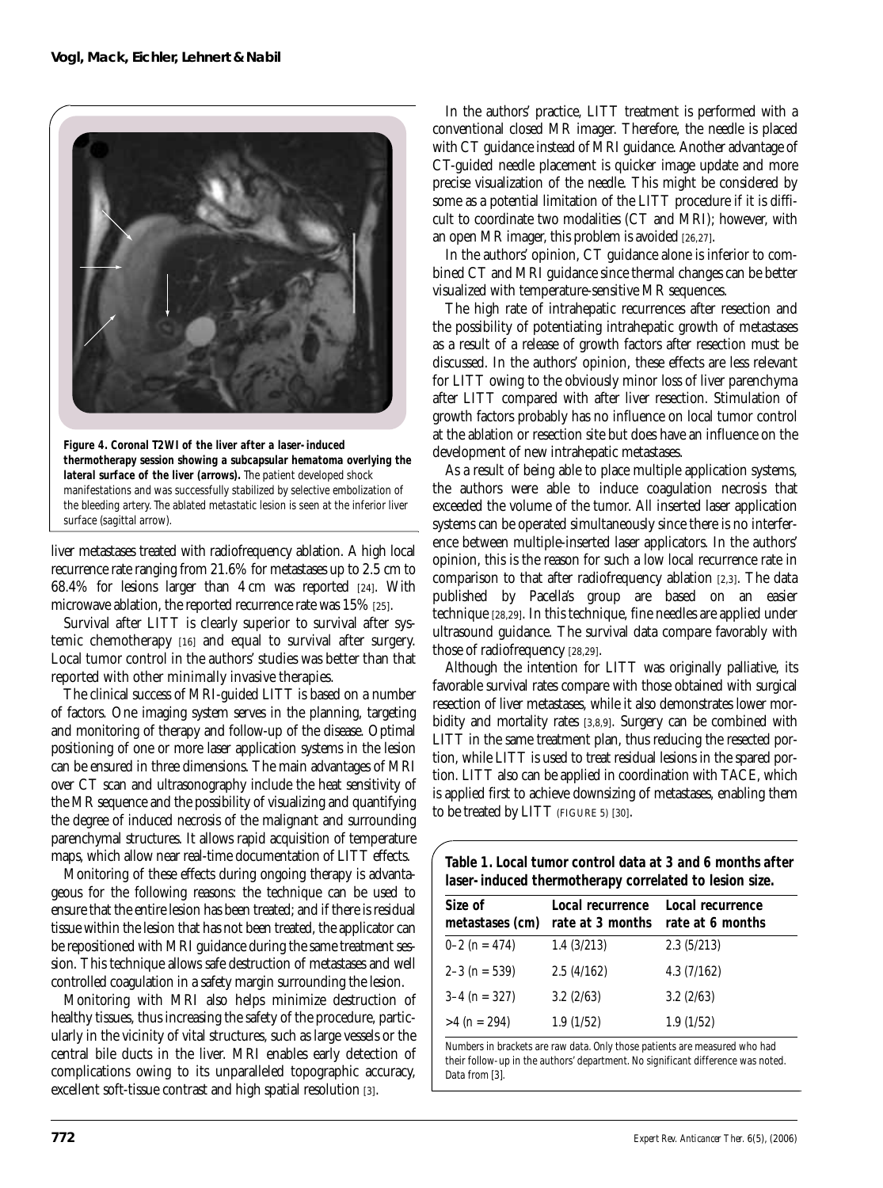**Figure 4. Coronal T2WI of the liver after a laser-induced thermotherapy session showing a subcapsular hematoma overlying the lateral surface of the liver (arrows).** The patient developed shock manifestations and was successfully stabilized by selective embolization of the bleeding artery. The ablated metastatic lesion is seen at the inferior liver surface (sagittal arrow).

liver metastases treated with radiofrequency ablation. A high local recurrence rate ranging from 21.6% for metastases up to 2.5 cm to 68.4% for lesions larger than 4 cm was reported [24]. With microwave ablation, the reported recurrence rate was 15% [25].

Survival after LITT is clearly superior to survival after systemic chemotherapy [16] and equal to survival after surgery. Local tumor control in the authors' studies was better than that reported with other minimally invasive therapies.

The clinical success of MRI-guided LITT is based on a number of factors. One imaging system serves in the planning, targeting and monitoring of therapy and follow-up of the disease. Optimal positioning of one or more laser application systems in the lesion can be ensured in three dimensions. The main advantages of MRI over CT scan and ultrasonography include the heat sensitivity of the MR sequence and the possibility of visualizing and quantifying the degree of induced necrosis of the malignant and surrounding parenchymal structures. It allows rapid acquisition of temperature maps, which allow near real-time documentation of LITT effects.

Monitoring of these effects during ongoing therapy is advantageous for the following reasons: the technique can be used to ensure that the entire lesion has been treated; and if there is residual tissue within the lesion that has not been treated, the applicator can be repositioned with MRI guidance during the same treatment session. This technique allows safe destruction of metastases and well controlled coagulation in a safety margin surrounding the lesion.

Monitoring with MRI also helps minimize destruction of healthy tissues, thus increasing the safety of the procedure, particularly in the vicinity of vital structures, such as large vessels or the central bile ducts in the liver. MRI enables early detection of complications owing to its unparalleled topographic accuracy, excellent soft-tissue contrast and high spatial resolution [3].

In the authors' practice, LITT treatment is performed with a conventional closed MR imager. Therefore, the needle is placed with CT guidance instead of MRI guidance. Another advantage of CT-guided needle placement is quicker image update and more precise visualization of the needle. This might be considered by some as a potential limitation of the LITT procedure if it is difficult to coordinate two modalities (CT and MRI); however, with an open MR imager, this problem is avoided [26,27].

In the authors' opinion, CT guidance alone is inferior to combined CT and MRI guidance since thermal changes can be better visualized with temperature-sensitive MR sequences.

The high rate of intrahepatic recurrences after resection and the possibility of potentiating intrahepatic growth of metastases as a result of a release of growth factors after resection must be discussed. In the authors' opinion, these effects are less relevant for LITT owing to the obviously minor loss of liver parenchyma after LITT compared with after liver resection. Stimulation of growth factors probably has no influence on local tumor control at the ablation or resection site but does have an influence on the development of new intrahepatic metastases.

As a result of being able to place multiple application systems, the authors were able to induce coagulation necrosis that exceeded the volume of the tumor. All inserted laser application systems can be operated simultaneously since there is no interference between multiple-inserted laser applicators. In the authors' opinion, this is the reason for such a low local recurrence rate in comparison to that after radiofrequency ablation [2,3]. The data published by Pacella's group are based on an easier technique [28,29]. In this technique, fine needles are applied under ultrasound guidance. The survival data compare favorably with those of radiofrequency [28,29].

Although the intention for LITT was originally palliative, its favorable survival rates compare with those obtained with surgical resection of liver metastases, while it also demonstrates lower morbidity and mortality rates [3,8,9]. Surgery can be combined with LITT in the same treatment plan, thus reducing the resected portion, while LITT is used to treat residual lesions in the spared portion. LITT also can be applied in coordination with TACE, which is applied first to achieve downsizing of metastases, enabling them to be treated by LITT (FIGURE 5) [30].

**Table 1. Local tumor control data at 3 and 6 months after laser-induced thermotherapy correlated to lesion size.**

| Size of metastases (cm) | Local recurrence rate at 3 months | Local recurrence rate at 6 months |
|---|---|---|
| 0–2 (n = 474) | 1.4 (3/213) | 2.3 (5/213) |
| 2–3 (n = 539) | 2.5 (4/162) | 4.3 (7/162) |
| 3–4 (n = 327) | 3.2 (2/63) | 3.2 (2/63) |
| >4 (n = 294) | 1.9 (1/52) | 1.9 (1/52) |

Numbers in brackets are raw data. Only those patients are measured who had their follow-up in the authors' department. No significant difference was noted. Data from [3].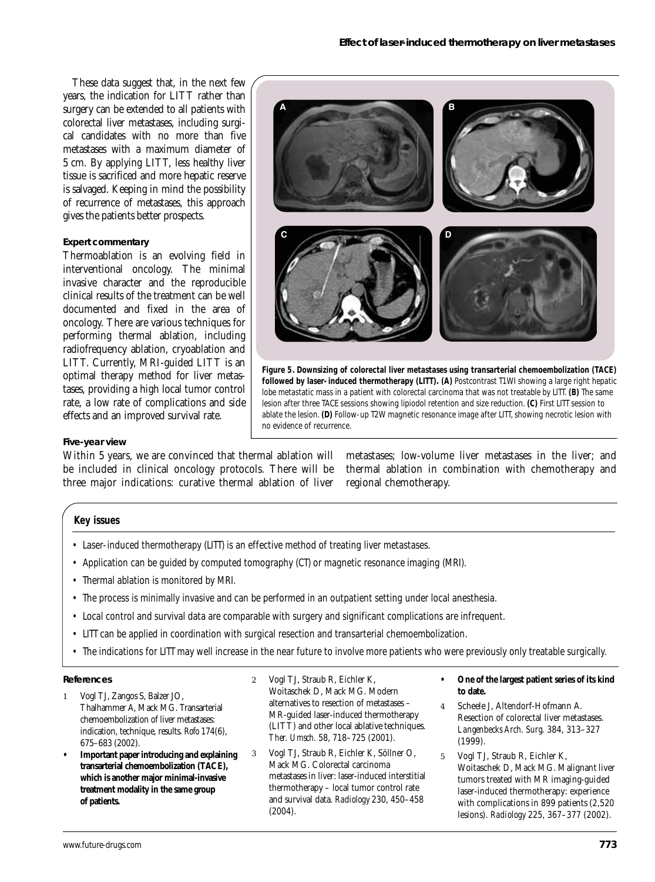These data suggest that, in the next few years, the indication for LITT rather than surgery can be extended to all patients with colorectal liver metastases, including surgical candidates with no more than five metastases with a maximum diameter of 5 cm. By applying LITT, less healthy liver tissue is sacrificed and more hepatic reserve is salvaged. Keeping in mind the possibility of recurrence of metastases, this approach gives the patients better prospects.

**Figure 5. Downsizing of colorectal liver metastases using transarterial chemoembolization (TACE) followed by laser-induced thermotherapy (LITT). (A)** Postcontrast T1WI showing a large right hepatic lobe metastatic mass in a patient with colorectal carcinoma that was not treatable by LITT. **(B)** The same lesion after three TACE sessions showing lipiodol retention and size reduction. **(C)** First LITT session to ablate the lesion. **(D)** Follow-up T2W magnetic resonance image after LITT, showing necrotic lesion with no evidence of recurrence.

### Expert commentary

Thermoablation is an evolving field in interventional oncology. The minimal invasive character and the reproducible clinical results of the treatment can be well documented and fixed in the area of oncology. There are various techniques for performing thermal ablation, including radiofrequency ablation, cryoablation and LITT. Currently, MRI-guided LITT is an optimal therapy method for liver metastases, providing a high local tumor control rate, a low rate of complications and side effects and an improved survival rate.

### Five-year view

Within 5 years, we are convinced that thermal ablation will be included in clinical oncology protocols. There will be three major indications: curative thermal ablation of liver metastases; low-volume liver metastases in the liver; and thermal ablation in combination with chemotherapy and regional chemotherapy.

### Key issues

- Laser-induced thermotherapy (LITT) is an effective method of treating liver metastases.
- Application can be guided by computed tomography (CT) or magnetic resonance imaging (MRI).
- Thermal ablation is monitored by MRI.
- The process is minimally invasive and can be performed in an outpatient setting under local anesthesia.
- Local control and survival data are comparable with surgery and significant complications are infrequent.
- LITT can be applied in coordination with surgical resection and transarterial chemoembolization.
- The indications for LITT may well increase in the near future to involve more patients who were previously only treatable surgically.

### References

1. Vogl TJ, Zangos S, Balzer JO, Thalhammer A, Mack MG. Transarterial chemoembolization of liver metastases: indication, technique, results. *Rofo* 174(6), 675–683 (2002).
   - **Important paper introducing and explaining transarterial chemoembolization (TACE), which is another major minimal-invasive treatment modality in the same group of patients.**
2. Vogl TJ, Straub R, Eichler K, Woitaschek D, Mack MG. Modern alternatives to resection of metastases – MR-guided laser-induced thermotherapy (LITT) and other local ablative techniques. *Ther. Umsch.* 58, 718–725 (2001).
3. Vogl TJ, Straub R, Eichler K, Söllner O, Mack MG. Colorectal carcinoma metastases in liver: laser-induced interstitial thermotherapy – local tumor control rate and survival data. *Radiology* 230, 450–458 (2004).
   - **One of the largest patient series of its kind to date.**
4. Scheele J, Altendorf-Hofmann A. Resection of colorectal liver metastases. *Langenbecks Arch. Surg.* 384, 313–327 (1999).
5. Vogl TJ, Straub R, Eichler K, Woitaschek D, Mack MG. Malignant liver tumors treated with MR imaging-guided laser-induced thermotherapy: experience with complications in 899 patients (2,520 lesions). *Radiology* 225, 367–377 (2002).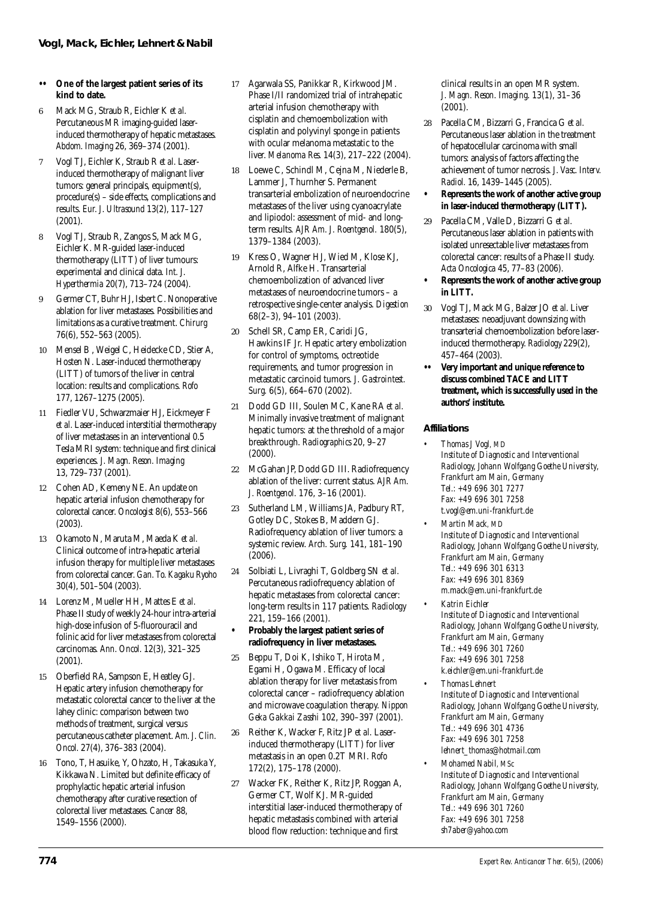- •• **One of the largest patient series of its kind to date.**

6. Mack MG, Straub R, Eichler K *et al.* Percutaneous MR imaging-guided laser-induced thermotherapy of hepatic metastases. *Abdom. Imaging* 26, 369–374 (2001).
7. Vogl TJ, Eichler K, Straub R *et al.* Laser-induced thermotherapy of malignant liver tumors: general principals, equipment(s), procedure(s) – side effects, complications and results. *Eur. J. Ultrasound* 13(2), 117–127 (2001).
8. Vogl TJ, Straub R, Zangos S, Mack MG, Eichler K. MR-guided laser-induced thermotherapy (LITT) of liver tumours: experimental and clinical data. *Int. J. Hyperthermia* 20(7), 713–724 (2004).
9. Germer CT, Buhr HJ, Isbert C. Nonoperative ablation for liver metastases. Possibilities and limitations as a curative treatment. *Chirurg* 76(6), 552–563 (2005).
10. Mensel B , Weigel C, Heidecke CD, Stier A, Hosten N. Laser-induced thermotherapy (LITT) of tumors of the liver in central location: results and complications. *Rofo* 177, 1267–1275 (2005).
11. Fiedler VU, Schwarzmaier HJ, Eickmeyer F *et al.* Laser-induced interstitial thermotherapy of liver metastases in an interventional 0.5 Tesla MRI system: technique and first clinical experiences. *J. Magn. Reson. Imaging* 13, 729–737 (2001).
12. Cohen AD, Kemeny NE. An update on hepatic arterial infusion chemotherapy for colorectal cancer. *Oncologist* 8(6), 553–566 (2003).
13. Okamoto N, Maruta M, Maeda K *et al.* Clinical outcome of intra-hepatic arterial infusion therapy for multiple liver metastases from colorectal cancer. *Gan. To. Kagaku Ryoho* 30(4), 501–504 (2003).
14. Lorenz M, Mueller HH, Mattes E *et al.* Phase II study of weekly 24-hour intra-arterial high-dose infusion of 5-fluorouracil and folinic acid for liver metastases from colorectal carcinomas. *Ann. Oncol.* 12(3), 321–325 (2001).
15. Oberfield RA, Sampson E, Heatley GJ. Hepatic artery infusion chemotherapy for metastatic colorectal cancer to the liver at the lahey clinic: comparison between two methods of treatment, surgical versus percutaneous catheter placement. *Am. J. Clin. Oncol.* 27(4), 376–383 (2004).
16. Tono, T, Hasuike, Y, Ohzato, H, Takasuka Y, Kikkawa N. Limited but definite efficacy of prophylactic hepatic arterial infusion chemotherapy after curative resection of colorectal liver metastases. *Cancer* 88, 1549–1556 (2000).
17. Agarwala SS, Panikkar R, Kirkwood JM. Phase I/II randomized trial of intrahepatic arterial infusion chemotherapy with cisplatin and chemoembolization with cisplatin and polyvinyl sponge in patients with ocular melanoma metastatic to the liver. *Melanoma Res.* 14(3), 217–222 (2004).
18. Loewe C, Schindl M, Cejna M, Niederle B, Lammer J, Thurnher S. Permanent transarterial embolization of neuroendocrine metastases of the liver using cyanoacrylate and lipiodol: assessment of mid- and long-term results. *AJR Am. J. Roentgenol.* 180(5), 1379–1384 (2003).
19. Kress O, Wagner HJ, Wied M, Klose KJ, Arnold R, Alfke H. Transarterial chemoembolization of advanced liver metastases of neuroendocrine tumors – a retrospective single-center analysis. *Digestion* 68(2–3), 94–101 (2003).
20. Schell SR, Camp ER, Caridi JG, Hawkins IF Jr. Hepatic artery embolization for control of symptoms, octreotide requirements, and tumor progression in metastatic carcinoid tumors. *J. Gastrointest. Surg.* 6(5), 664–670 (2002).
21. Dodd GD III, Soulen MC, Kane RA *et al.* Minimally invasive treatment of malignant hepatic tumors: at the threshold of a major breakthrough. *Radiographics* 20, 9–27 (2000).
22. McGahan JP, Dodd GD III. Radiofrequency ablation of the liver: current status. *AJR Am. J. Roentgenol.* 176, 3–16 (2001).
23. Sutherland LM, Williams JA, Padbury RT, Gotley DC, Stokes B, Maddern GJ. Radiofrequency ablation of liver tumors: a systemic review. *Arch. Surg.* 141, 181–190 (2006).
24. Solbiati L, Livraghi T, Goldberg SN *et al.* Percutaneous radiofrequency ablation of hepatic metastases from colorectal cancer: long-term results in 117 patients. *Radiology* 221, 159–166 (2001).
    - • **Probably the largest patient series of radiofrequency in liver metastases.**
25. Beppu T, Doi K, Ishiko T, Hirota M, Egami H, Ogawa M. Efficacy of local ablation therapy for liver metastasis from colorectal cancer – radiofrequency ablation and microwave coagulation therapy. *Nippon Geka Gakkai Zasshi* 102, 390–397 (2001).
26. Reither K, Wacker F, Ritz JP *et al.* Laser-induced thermotherapy (LITT) for liver metastasis in an open 0.2T MRI. *Rofo* 172(2), 175–178 (2000).
27. Wacker FK, Reither K, Ritz JP, Roggan A, Germer CT, Wolf KJ. MR-guided interstitial laser-induced thermotherapy of hepatic metastasis combined with arterial blood flow reduction: technique and first clinical results in an open MR system. *J. Magn. Reson. Imaging.* 13(1), 31–36 (2001).
28. Pacella CM, Bizzarri G, Francica G *et al.* Percutaneous laser ablation in the treatment of hepatocellular carcinoma with small tumors: analysis of factors affecting the achievement of tumor necrosis. *J. Vasc. Interv. Radiol.* 16, 1439–1445 (2005).
    - • **Represents the work of another active group in laser-induced thermotherapy (LITT).**
29. Pacella CM, Valle D, Bizzarri G *et al.* Percutaneous laser ablation in patients with isolated unresectable liver metastases from colorectal cancer: results of a Phase II study. *Acta Oncologica* 45, 77–83 (2006).
    - • **Represents the work of another active group in LITT.**
30. Vogl TJ, Mack MG, Balzer JO *et al.* Liver metastases: neoadjuvant downsizing with transarterial chemoembolization before laser-induced thermotherapy. *Radiology* 229(2), 457–464 (2003).
    - •• **Very important and unique reference to discuss combined TACE and LITT treatment, which is successfully used in the authors' institute.**

## Affiliations

- *Thomas J Vogl, MD*
  *Institute of Diagnostic and Interventional Radiology, Johann Wolfgang Goethe University, Frankfurt am Main, Germany*
  Tel.: +49 696 301 7277
  Fax: +49 696 301 7258
  t.vogl@em.uni-frankfurt.de
- *Martin Mack, MD*
  *Institute of Diagnostic and Interventional Radiology, Johann Wolfgang Goethe University, Frankfurt am Main, Germany*
  Tel.: +49 696 301 6313
  Fax: +49 696 301 8369
  m.mack@em.uni-frankfurt.de
- *Katrin Eichler*
  *Institute of Diagnostic and Interventional Radiology, Johann Wolfgang Goethe University, Frankfurt am Main, Germany*
  Tel.: +49 696 301 7260
  Fax: +49 696 301 7258
  k.eichler@em.uni-frankfurt.de
- *Thomas Lehnert*
  *Institute of Diagnostic and Interventional Radiology, Johann Wolfgang Goethe University, Frankfurt am Main, Germany*
  Tel.: +49 696 301 4736
  Fax: +49 696 301 7258
  lehnert_thomas@hotmail.com
- *Mohamed Nabil, MSc*
  *Institute of Diagnostic and Interventional Radiology, Johann Wolfgang Goethe University, Frankfurt am Main, Germany*
  Tel.: +49 696 301 7260
  Fax: +49 696 301 7258
  sh7aber@yahoo.com